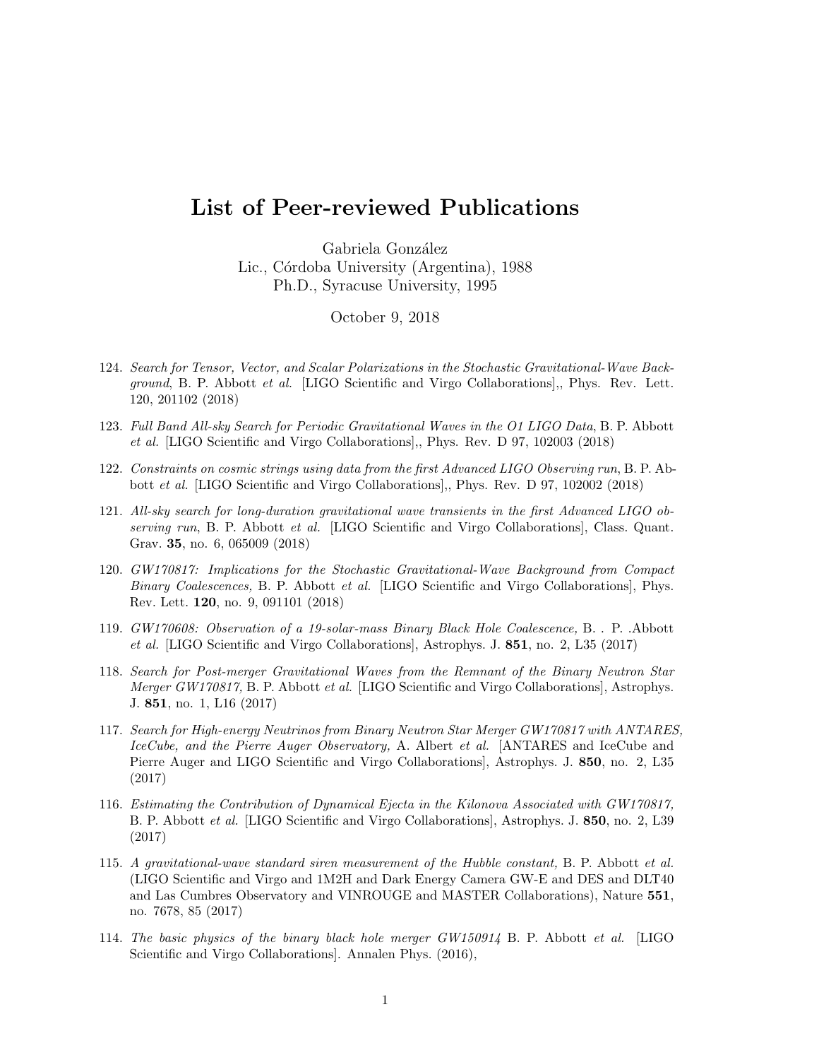# List of Peer-reviewed Publications

Gabriela González
Lic., Córdoba University (Argentina), 1988
Ph.D., Syracuse University, 1995

October 9, 2018

124. *Search for Tensor, Vector, and Scalar Polarizations in the Stochastic Gravitational-Wave Background*, B. P. Abbott *et al.* [LIGO Scientific and Virgo Collaborations],, Phys. Rev. Lett. 120, 201102 (2018)

123. *Full Band All-sky Search for Periodic Gravitational Waves in the O1 LIGO Data*, B. P. Abbott *et al.* [LIGO Scientific and Virgo Collaborations],, Phys. Rev. D 97, 102003 (2018)

122. *Constraints on cosmic strings using data from the first Advanced LIGO Observing run*, B. P. Abbott *et al.* [LIGO Scientific and Virgo Collaborations],, Phys. Rev. D 97, 102002 (2018)

121. *All-sky search for long-duration gravitational wave transients in the first Advanced LIGO observing run*, B. P. Abbott *et al.* [LIGO Scientific and Virgo Collaborations], Class. Quant. Grav. **35**, no. 6, 065009 (2018)

120. *GW170817: Implications for the Stochastic Gravitational-Wave Background from Compact Binary Coalescences,* B. P. Abbott *et al.* [LIGO Scientific and Virgo Collaborations], Phys. Rev. Lett. **120**, no. 9, 091101 (2018)

119. *GW170608: Observation of a 19-solar-mass Binary Black Hole Coalescence,* B. . P. .Abbott *et al.* [LIGO Scientific and Virgo Collaborations], Astrophys. J. **851**, no. 2, L35 (2017)

118. *Search for Post-merger Gravitational Waves from the Remnant of the Binary Neutron Star Merger GW170817,* B. P. Abbott *et al.* [LIGO Scientific and Virgo Collaborations], Astrophys. J. **851**, no. 1, L16 (2017)

117. *Search for High-energy Neutrinos from Binary Neutron Star Merger GW170817 with ANTARES, IceCube, and the Pierre Auger Observatory,* A. Albert *et al.* [ANTARES and IceCube and Pierre Auger and LIGO Scientific and Virgo Collaborations], Astrophys. J. **850**, no. 2, L35 (2017)

116. *Estimating the Contribution of Dynamical Ejecta in the Kilonova Associated with GW170817,* B. P. Abbott *et al.* [LIGO Scientific and Virgo Collaborations], Astrophys. J. **850**, no. 2, L39 (2017)

115. *A gravitational-wave standard siren measurement of the Hubble constant,* B. P. Abbott *et al.* (LIGO Scientific and Virgo and 1M2H and Dark Energy Camera GW-E and DES and DLT40 and Las Cumbres Observatory and VINROUGE and MASTER Collaborations), Nature **551**, no. 7678, 85 (2017)

114. *The basic physics of the binary black hole merger GW150914* B. P. Abbott *et al.* [LIGO Scientific and Virgo Collaborations]. Annalen Phys. (2016),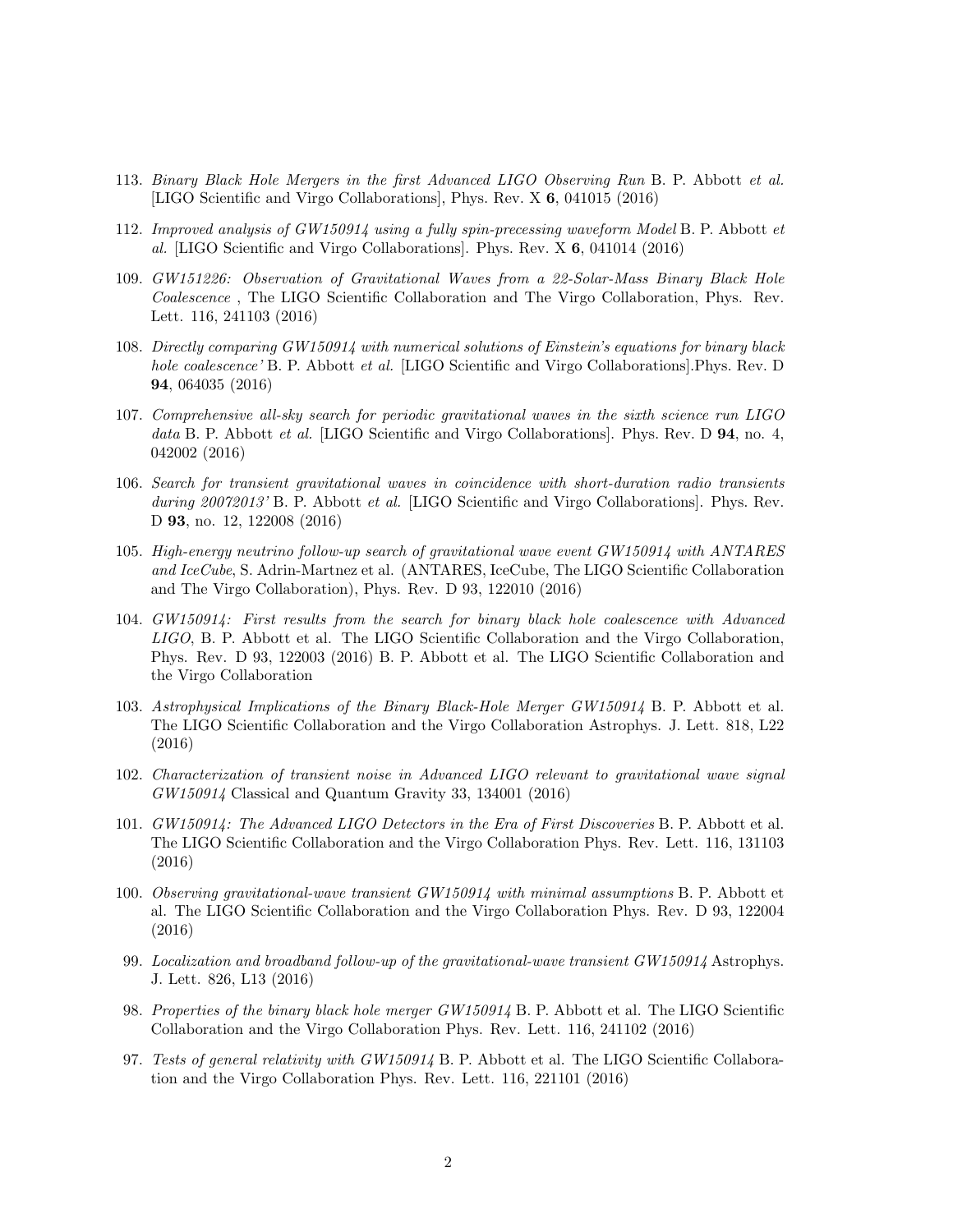113. *Binary Black Hole Mergers in the first Advanced LIGO Observing Run* B. P. Abbott *et al.* [LIGO Scientific and Virgo Collaborations], Phys. Rev. X **6**, 041015 (2016)

112. *Improved analysis of GW150914 using a fully spin-precessing waveform Model* B. P. Abbott *et al.* [LIGO Scientific and Virgo Collaborations]. Phys. Rev. X **6**, 041014 (2016)

109. *GW151226: Observation of Gravitational Waves from a 22-Solar-Mass Binary Black Hole Coalescence* , The LIGO Scientific Collaboration and The Virgo Collaboration, Phys. Rev. Lett. 116, 241103 (2016)

108. *Directly comparing GW150914 with numerical solutions of Einstein's equations for binary black hole coalescence'* B. P. Abbott *et al.* [LIGO Scientific and Virgo Collaborations].Phys. Rev. D **94**, 064035 (2016)

107. *Comprehensive all-sky search for periodic gravitational waves in the sixth science run LIGO data* B. P. Abbott *et al.* [LIGO Scientific and Virgo Collaborations]. Phys. Rev. D **94**, no. 4, 042002 (2016)

106. *Search for transient gravitational waves in coincidence with short-duration radio transients during 20072013'* B. P. Abbott *et al.* [LIGO Scientific and Virgo Collaborations]. Phys. Rev. D **93**, no. 12, 122008 (2016)

105. *High-energy neutrino follow-up search of gravitational wave event GW150914 with ANTARES and IceCube*, S. Adrin-Martnez et al. (ANTARES, IceCube, The LIGO Scientific Collaboration and The Virgo Collaboration), Phys. Rev. D 93, 122010 (2016)

104. *GW150914: First results from the search for binary black hole coalescence with Advanced LIGO*, B. P. Abbott et al. The LIGO Scientific Collaboration and the Virgo Collaboration, Phys. Rev. D 93, 122003 (2016) B. P. Abbott et al. The LIGO Scientific Collaboration and the Virgo Collaboration

103. *Astrophysical Implications of the Binary Black-Hole Merger GW150914* B. P. Abbott et al. The LIGO Scientific Collaboration and the Virgo Collaboration Astrophys. J. Lett. 818, L22 (2016)

102. *Characterization of transient noise in Advanced LIGO relevant to gravitational wave signal GW150914* Classical and Quantum Gravity 33, 134001 (2016)

101. *GW150914: The Advanced LIGO Detectors in the Era of First Discoveries* B. P. Abbott et al. The LIGO Scientific Collaboration and the Virgo Collaboration Phys. Rev. Lett. 116, 131103 (2016)

100. *Observing gravitational-wave transient GW150914 with minimal assumptions* B. P. Abbott et al. The LIGO Scientific Collaboration and the Virgo Collaboration Phys. Rev. D 93, 122004 (2016)

99. *Localization and broadband follow-up of the gravitational-wave transient GW150914* Astrophys. J. Lett. 826, L13 (2016)

98. *Properties of the binary black hole merger GW150914* B. P. Abbott et al. The LIGO Scientific Collaboration and the Virgo Collaboration Phys. Rev. Lett. 116, 241102 (2016)

97. *Tests of general relativity with GW150914* B. P. Abbott et al. The LIGO Scientific Collaboration and the Virgo Collaboration Phys. Rev. Lett. 116, 221101 (2016)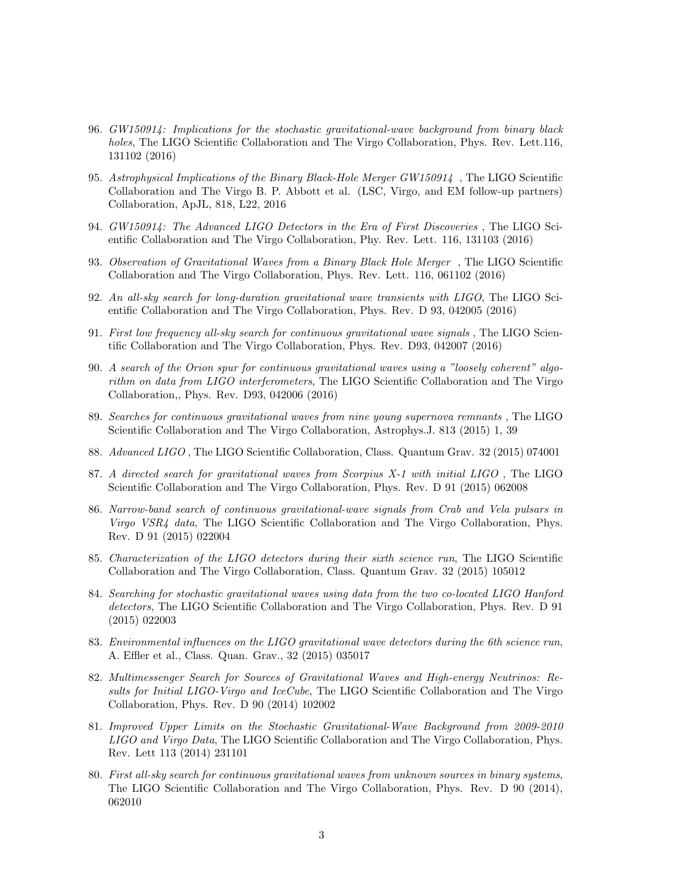96. *GW150914: Implications for the stochastic gravitational-wave background from binary black holes*, The LIGO Scientific Collaboration and The Virgo Collaboration, Phys. Rev. Lett.116, 131102 (2016)

95. *Astrophysical Implications of the Binary Black-Hole Merger GW150914* , The LIGO Scientific Collaboration and The Virgo B. P. Abbott et al. (LSC, Virgo, and EM follow-up partners) Collaboration, ApJL, 818, L22, 2016

94. *GW150914: The Advanced LIGO Detectors in the Era of First Discoveries* , The LIGO Scientific Collaboration and The Virgo Collaboration, Phy. Rev. Lett. 116, 131103 (2016)

93. *Observation of Gravitational Waves from a Binary Black Hole Merger* , The LIGO Scientific Collaboration and The Virgo Collaboration, Phys. Rev. Lett. 116, 061102 (2016)

92. *An all-sky search for long-duration gravitational wave transients with LIGO*, The LIGO Scientific Collaboration and The Virgo Collaboration, Phys. Rev. D 93, 042005 (2016)

91. *First low frequency all-sky search for continuous gravitational wave signals* , The LIGO Scientific Collaboration and The Virgo Collaboration, Phys. Rev. D93, 042007 (2016)

90. *A search of the Orion spur for continuous gravitational waves using a "loosely coherent" algorithm on data from LIGO interferometers*, The LIGO Scientific Collaboration and The Virgo Collaboration,, Phys. Rev. D93, 042006 (2016)

89. *Searches for continuous gravitational waves from nine young supernova remnants* , The LIGO Scientific Collaboration and The Virgo Collaboration, Astrophys.J. 813 (2015) 1, 39

88. *Advanced LIGO* , The LIGO Scientific Collaboration, Class. Quantum Grav. 32 (2015) 074001

87. *A directed search for gravitational waves from Scorpius X-1 with initial LIGO* , The LIGO Scientific Collaboration and The Virgo Collaboration, Phys. Rev. D 91 (2015) 062008

86. *Narrow-band search of continuous gravitational-wave signals from Crab and Vela pulsars in Virgo VSR4 data*, The LIGO Scientific Collaboration and The Virgo Collaboration, Phys. Rev. D 91 (2015) 022004

85. *Characterization of the LIGO detectors during their sixth science run*, The LIGO Scientific Collaboration and The Virgo Collaboration, Class. Quantum Grav. 32 (2015) 105012

84. *Searching for stochastic gravitational waves using data from the two co-located LIGO Hanford detectors*, The LIGO Scientific Collaboration and The Virgo Collaboration, Phys. Rev. D 91 (2015) 022003

83. *Environmental influences on the LIGO gravitational wave detectors during the 6th science run*, A. Effler et al., Class. Quan. Grav., 32 (2015) 035017

82. *Multimessenger Search for Sources of Gravitational Waves and High-energy Neutrinos: Results for Initial LIGO-Virgo and IceCube*, The LIGO Scientific Collaboration and The Virgo Collaboration, Phys. Rev. D 90 (2014) 102002

81. *Improved Upper Limits on the Stochastic Gravitational-Wave Background from 2009-2010 LIGO and Virgo Data*, The LIGO Scientific Collaboration and The Virgo Collaboration, Phys. Rev. Lett 113 (2014) 231101

80. *First all-sky search for continuous gravitational waves from unknown sources in binary systems*, The LIGO Scientific Collaboration and The Virgo Collaboration, Phys. Rev. D 90 (2014), 062010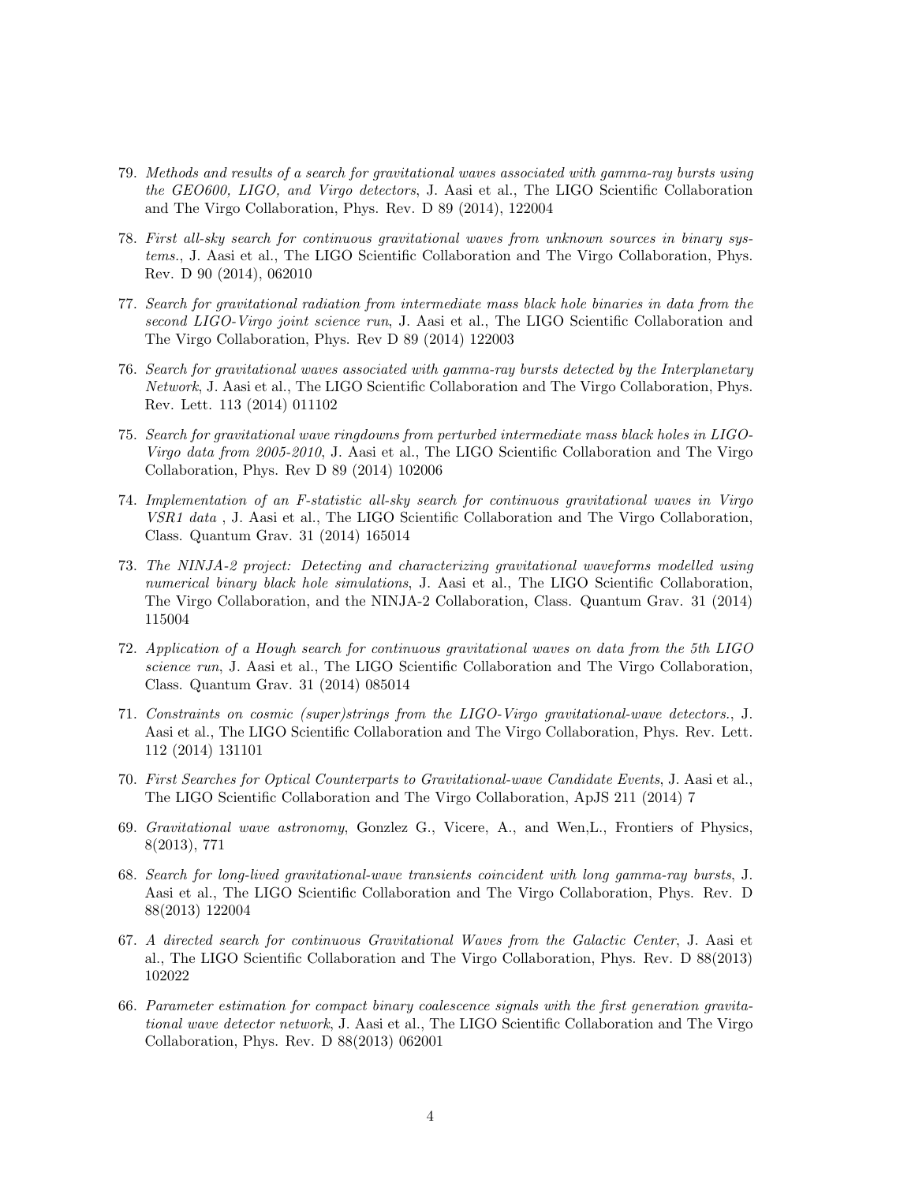79. *Methods and results of a search for gravitational waves associated with gamma-ray bursts using the GEO600, LIGO, and Virgo detectors*, J. Aasi et al., The LIGO Scientific Collaboration and The Virgo Collaboration, Phys. Rev. D 89 (2014), 122004

78. *First all-sky search for continuous gravitational waves from unknown sources in binary systems.*, J. Aasi et al., The LIGO Scientific Collaboration and The Virgo Collaboration, Phys. Rev. D 90 (2014), 062010

77. *Search for gravitational radiation from intermediate mass black hole binaries in data from the second LIGO-Virgo joint science run*, J. Aasi et al., The LIGO Scientific Collaboration and The Virgo Collaboration, Phys. Rev D 89 (2014) 122003

76. *Search for gravitational waves associated with gamma-ray bursts detected by the Interplanetary Network*, J. Aasi et al., The LIGO Scientific Collaboration and The Virgo Collaboration, Phys. Rev. Lett. 113 (2014) 011102

75. *Search for gravitational wave ringdowns from perturbed intermediate mass black holes in LIGO-Virgo data from 2005-2010*, J. Aasi et al., The LIGO Scientific Collaboration and The Virgo Collaboration, Phys. Rev D 89 (2014) 102006

74. *Implementation of an F-statistic all-sky search for continuous gravitational waves in Virgo VSR1 data* , J. Aasi et al., The LIGO Scientific Collaboration and The Virgo Collaboration, Class. Quantum Grav. 31 (2014) 165014

73. *The NINJA-2 project: Detecting and characterizing gravitational waveforms modelled using numerical binary black hole simulations*, J. Aasi et al., The LIGO Scientific Collaboration, The Virgo Collaboration, and the NINJA-2 Collaboration, Class. Quantum Grav. 31 (2014) 115004

72. *Application of a Hough search for continuous gravitational waves on data from the 5th LIGO science run*, J. Aasi et al., The LIGO Scientific Collaboration and The Virgo Collaboration, Class. Quantum Grav. 31 (2014) 085014

71. *Constraints on cosmic (super)strings from the LIGO-Virgo gravitational-wave detectors.*, J. Aasi et al., The LIGO Scientific Collaboration and The Virgo Collaboration, Phys. Rev. Lett. 112 (2014) 131101

70. *First Searches for Optical Counterparts to Gravitational-wave Candidate Events*, J. Aasi et al., The LIGO Scientific Collaboration and The Virgo Collaboration, ApJS 211 (2014) 7

69. *Gravitational wave astronomy*, Gonzlez G., Vicere, A., and Wen,L., Frontiers of Physics, 8(2013), 771

68. *Search for long-lived gravitational-wave transients coincident with long gamma-ray bursts*, J. Aasi et al., The LIGO Scientific Collaboration and The Virgo Collaboration, Phys. Rev. D 88(2013) 122004

67. *A directed search for continuous Gravitational Waves from the Galactic Center*, J. Aasi et al., The LIGO Scientific Collaboration and The Virgo Collaboration, Phys. Rev. D 88(2013) 102022

66. *Parameter estimation for compact binary coalescence signals with the first generation gravitational wave detector network*, J. Aasi et al., The LIGO Scientific Collaboration and The Virgo Collaboration, Phys. Rev. D 88(2013) 062001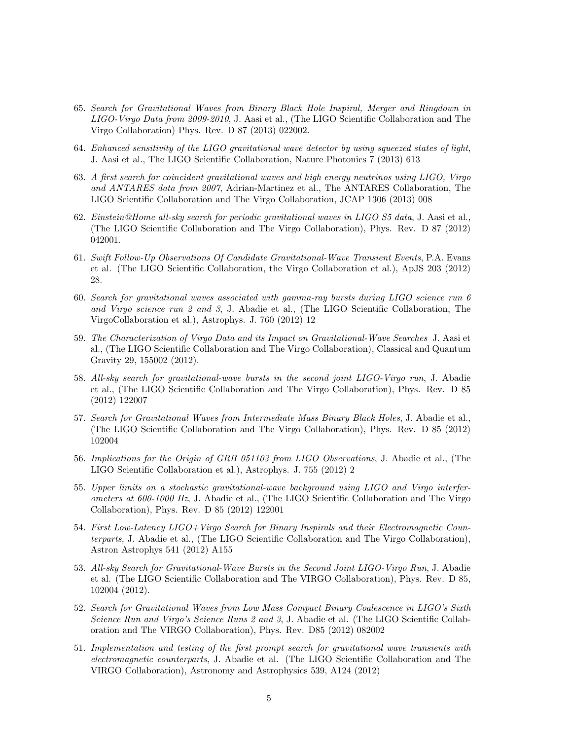65. *Search for Gravitational Waves from Binary Black Hole Inspiral, Merger and Ringdown in LIGO-Virgo Data from 2009-2010*, J. Aasi et al., (The LIGO Scientific Collaboration and The Virgo Collaboration) Phys. Rev. D 87 (2013) 022002.

64. *Enhanced sensitivity of the LIGO gravitational wave detector by using squeezed states of light*, J. Aasi et al., The LIGO Scientific Collaboration, Nature Photonics 7 (2013) 613

63. *A first search for coincident gravitational waves and high energy neutrinos using LIGO, Virgo and ANTARES data from 2007*, Adrian-Martinez et al., The ANTARES Collaboration, The LIGO Scientific Collaboration and The Virgo Collaboration, JCAP 1306 (2013) 008

62. *Einstein@Home all-sky search for periodic gravitational waves in LIGO S5 data*, J. Aasi et al., (The LIGO Scientific Collaboration and The Virgo Collaboration), Phys. Rev. D 87 (2012) 042001.

61. *Swift Follow-Up Observations Of Candidate Gravitational-Wave Transient Events*, P.A. Evans et al. (The LIGO Scientific Collaboration, the Virgo Collaboration et al.), ApJS 203 (2012) 28.

60. *Search for gravitational waves associated with gamma-ray bursts during LIGO science run 6 and Virgo science run 2 and 3*, J. Abadie et al., (The LIGO Scientific Collaboration, The VirgoCollaboration et al.), Astrophys. J. 760 (2012) 12

59. *The Characterization of Virgo Data and its Impact on Gravitational-Wave Searches* J. Aasi et al., (The LIGO Scientific Collaboration and The Virgo Collaboration), Classical and Quantum Gravity 29, 155002 (2012).

58. *All-sky search for gravitational-wave bursts in the second joint LIGO-Virgo run*, J. Abadie et al., (The LIGO Scientific Collaboration and The Virgo Collaboration), Phys. Rev. D 85 (2012) 122007

57. *Search for Gravitational Waves from Intermediate Mass Binary Black Holes*, J. Abadie et al., (The LIGO Scientific Collaboration and The Virgo Collaboration), Phys. Rev. D 85 (2012) 102004

56. *Implications for the Origin of GRB 051103 from LIGO Observations*, J. Abadie et al., (The LIGO Scientific Collaboration et al.), Astrophys. J. 755 (2012) 2

55. *Upper limits on a stochastic gravitational-wave background using LIGO and Virgo interferometers at 600-1000 Hz*, J. Abadie et al., (The LIGO Scientific Collaboration and The Virgo Collaboration), Phys. Rev. D 85 (2012) 122001

54. *First Low-Latency LIGO+Virgo Search for Binary Inspirals and their Electromagnetic Counterparts*, J. Abadie et al., (The LIGO Scientific Collaboration and The Virgo Collaboration), Astron Astrophys 541 (2012) A155

53. *All-sky Search for Gravitational-Wave Bursts in the Second Joint LIGO-Virgo Run*, J. Abadie et al. (The LIGO Scientific Collaboration and The VIRGO Collaboration), Phys. Rev. D 85, 102004 (2012).

52. *Search for Gravitational Waves from Low Mass Compact Binary Coalescence in LIGO's Sixth Science Run and Virgo's Science Runs 2 and 3*, J. Abadie et al. (The LIGO Scientific Collaboration and The VIRGO Collaboration), Phys. Rev. D85 (2012) 082002

51. *Implementation and testing of the first prompt search for gravitational wave transients with electromagnetic counterparts*, J. Abadie et al. (The LIGO Scientific Collaboration and The VIRGO Collaboration), Astronomy and Astrophysics 539, A124 (2012)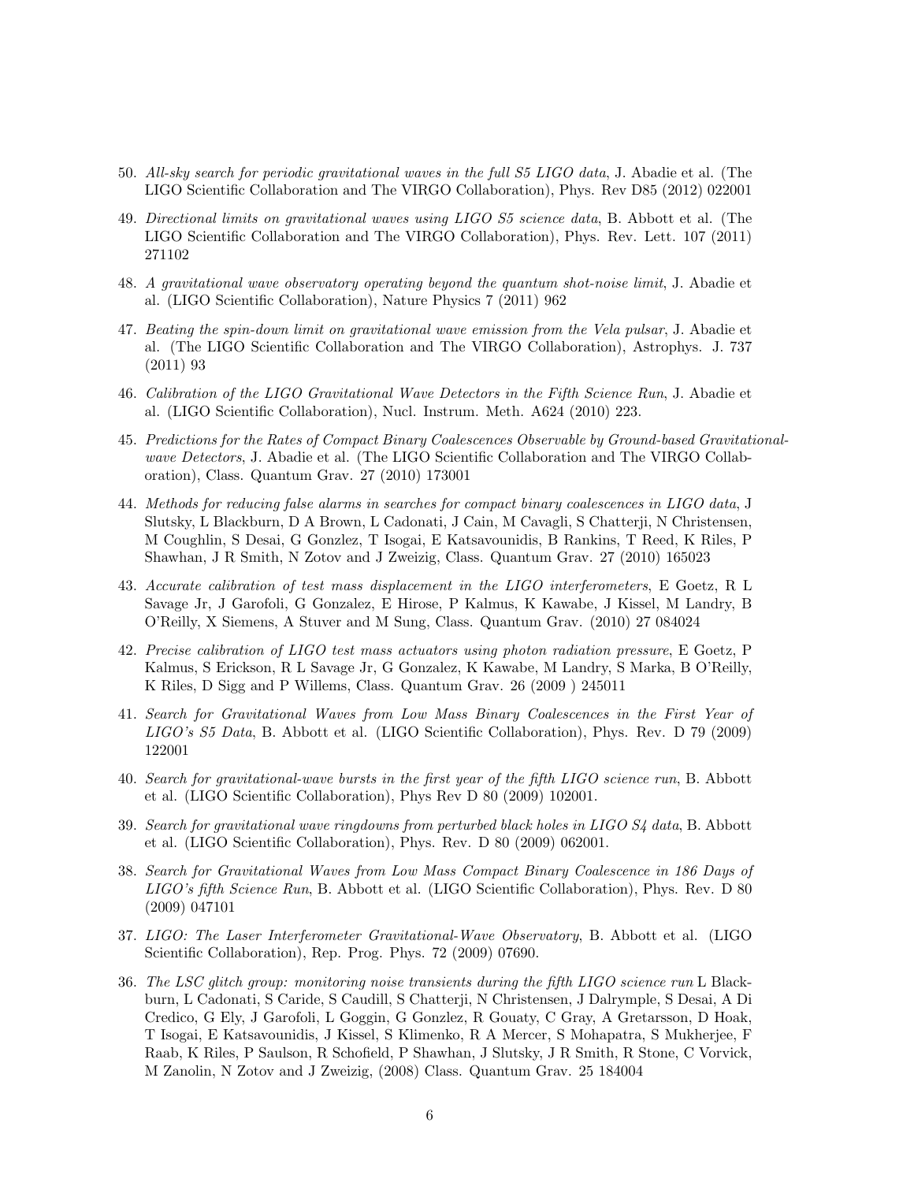50. *All-sky search for periodic gravitational waves in the full S5 LIGO data*, J. Abadie et al. (The LIGO Scientific Collaboration and The VIRGO Collaboration), Phys. Rev D85 (2012) 022001

49. *Directional limits on gravitational waves using LIGO S5 science data*, B. Abbott et al. (The LIGO Scientific Collaboration and The VIRGO Collaboration), Phys. Rev. Lett. 107 (2011) 271102

48. *A gravitational wave observatory operating beyond the quantum shot-noise limit*, J. Abadie et al. (LIGO Scientific Collaboration), Nature Physics 7 (2011) 962

47. *Beating the spin-down limit on gravitational wave emission from the Vela pulsar*, J. Abadie et al. (The LIGO Scientific Collaboration and The VIRGO Collaboration), Astrophys. J. 737 (2011) 93

46. *Calibration of the LIGO Gravitational Wave Detectors in the Fifth Science Run*, J. Abadie et al. (LIGO Scientific Collaboration), Nucl. Instrum. Meth. A624 (2010) 223.

45. *Predictions for the Rates of Compact Binary Coalescences Observable by Ground-based Gravitational-wave Detectors*, J. Abadie et al. (The LIGO Scientific Collaboration and The VIRGO Collaboration), Class. Quantum Grav. 27 (2010) 173001

44. *Methods for reducing false alarms in searches for compact binary coalescences in LIGO data*, J Slutsky, L Blackburn, D A Brown, L Cadonati, J Cain, M Cavagli, S Chatterji, N Christensen, M Coughlin, S Desai, G Gonzlez, T Isogai, E Katsavounidis, B Rankins, T Reed, K Riles, P Shawhan, J R Smith, N Zotov and J Zweizig, Class. Quantum Grav. 27 (2010) 165023

43. *Accurate calibration of test mass displacement in the LIGO interferometers*, E Goetz, R L Savage Jr, J Garofoli, G Gonzalez, E Hirose, P Kalmus, K Kawabe, J Kissel, M Landry, B O'Reilly, X Siemens, A Stuver and M Sung, Class. Quantum Grav. (2010) 27 084024

42. *Precise calibration of LIGO test mass actuators using photon radiation pressure*, E Goetz, P Kalmus, S Erickson, R L Savage Jr, G Gonzalez, K Kawabe, M Landry, S Marka, B O'Reilly, K Riles, D Sigg and P Willems, Class. Quantum Grav. 26 (2009 ) 245011

41. *Search for Gravitational Waves from Low Mass Binary Coalescences in the First Year of LIGO's S5 Data*, B. Abbott et al. (LIGO Scientific Collaboration), Phys. Rev. D 79 (2009) 122001

40. *Search for gravitational-wave bursts in the first year of the fifth LIGO science run*, B. Abbott et al. (LIGO Scientific Collaboration), Phys Rev D 80 (2009) 102001.

39. *Search for gravitational wave ringdowns from perturbed black holes in LIGO S4 data*, B. Abbott et al. (LIGO Scientific Collaboration), Phys. Rev. D 80 (2009) 062001.

38. *Search for Gravitational Waves from Low Mass Compact Binary Coalescence in 186 Days of LIGO's fifth Science Run*, B. Abbott et al. (LIGO Scientific Collaboration), Phys. Rev. D 80 (2009) 047101

37. *LIGO: The Laser Interferometer Gravitational-Wave Observatory*, B. Abbott et al. (LIGO Scientific Collaboration), Rep. Prog. Phys. 72 (2009) 07690.

36. *The LSC glitch group: monitoring noise transients during the fifth LIGO science run* L Blackburn, L Cadonati, S Caride, S Caudill, S Chatterji, N Christensen, J Dalrymple, S Desai, A Di Credico, G Ely, J Garofoli, L Goggin, G Gonzlez, R Gouaty, C Gray, A Gretarsson, D Hoak, T Isogai, E Katsavounidis, J Kissel, S Klimenko, R A Mercer, S Mohapatra, S Mukherjee, F Raab, K Riles, P Saulson, R Schofield, P Shawhan, J Slutsky, J R Smith, R Stone, C Vorvick, M Zanolin, N Zotov and J Zweizig, (2008) Class. Quantum Grav. 25 184004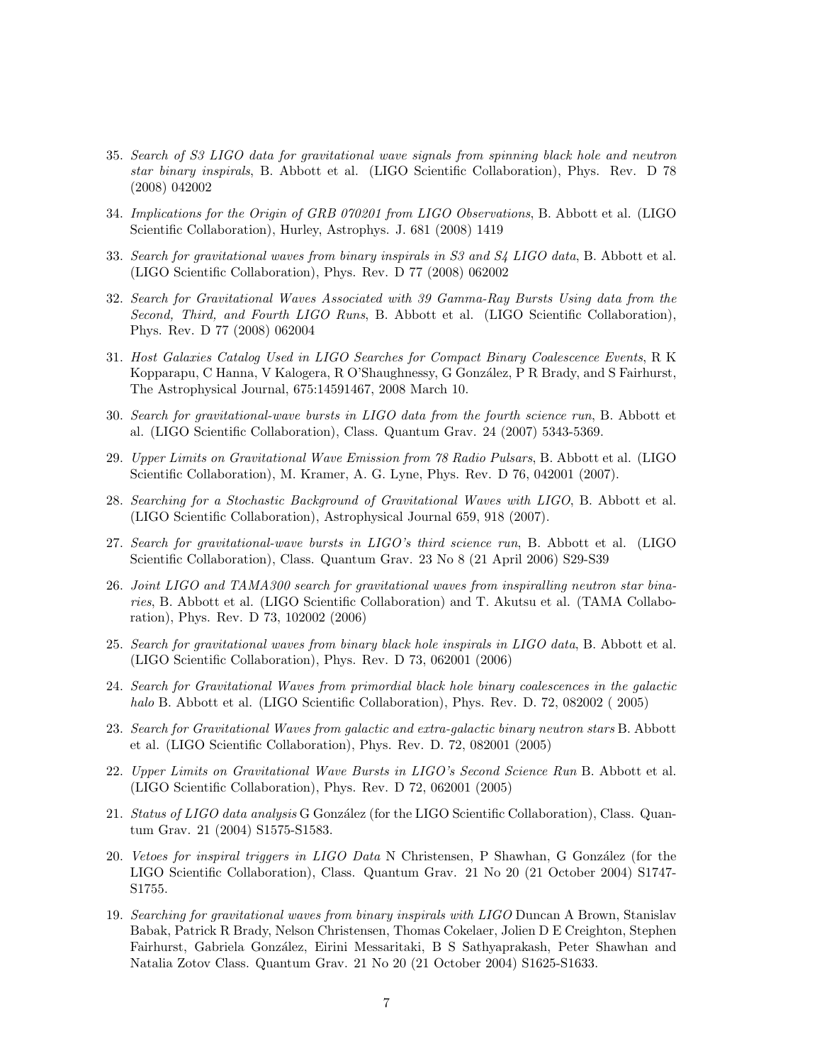35. *Search of S3 LIGO data for gravitational wave signals from spinning black hole and neutron star binary inspirals*, B. Abbott et al. (LIGO Scientific Collaboration), Phys. Rev. D 78 (2008) 042002

34. *Implications for the Origin of GRB 070201 from LIGO Observations*, B. Abbott et al. (LIGO Scientific Collaboration), Hurley, Astrophys. J. 681 (2008) 1419

33. *Search for gravitational waves from binary inspirals in S3 and S4 LIGO data*, B. Abbott et al. (LIGO Scientific Collaboration), Phys. Rev. D 77 (2008) 062002

32. *Search for Gravitational Waves Associated with 39 Gamma-Ray Bursts Using data from the Second, Third, and Fourth LIGO Runs*, B. Abbott et al. (LIGO Scientific Collaboration), Phys. Rev. D 77 (2008) 062004

31. *Host Galaxies Catalog Used in LIGO Searches for Compact Binary Coalescence Events*, R K Kopparapu, C Hanna, V Kalogera, R O'Shaughnessy, G González, P R Brady, and S Fairhurst, The Astrophysical Journal, 675:14591467, 2008 March 10.

30. *Search for gravitational-wave bursts in LIGO data from the fourth science run*, B. Abbott et al. (LIGO Scientific Collaboration), Class. Quantum Grav. 24 (2007) 5343-5369.

29. *Upper Limits on Gravitational Wave Emission from 78 Radio Pulsars*, B. Abbott et al. (LIGO Scientific Collaboration), M. Kramer, A. G. Lyne, Phys. Rev. D 76, 042001 (2007).

28. *Searching for a Stochastic Background of Gravitational Waves with LIGO*, B. Abbott et al. (LIGO Scientific Collaboration), Astrophysical Journal 659, 918 (2007).

27. *Search for gravitational-wave bursts in LIGO's third science run*, B. Abbott et al. (LIGO Scientific Collaboration), Class. Quantum Grav. 23 No 8 (21 April 2006) S29-S39

26. *Joint LIGO and TAMA300 search for gravitational waves from inspiralling neutron star binaries*, B. Abbott et al. (LIGO Scientific Collaboration) and T. Akutsu et al. (TAMA Collaboration), Phys. Rev. D 73, 102002 (2006)

25. *Search for gravitational waves from binary black hole inspirals in LIGO data*, B. Abbott et al. (LIGO Scientific Collaboration), Phys. Rev. D 73, 062001 (2006)

24. *Search for Gravitational Waves from primordial black hole binary coalescences in the galactic halo* B. Abbott et al. (LIGO Scientific Collaboration), Phys. Rev. D. 72, 082002 ( 2005)

23. *Search for Gravitational Waves from galactic and extra-galactic binary neutron stars* B. Abbott et al. (LIGO Scientific Collaboration), Phys. Rev. D. 72, 082001 (2005)

22. *Upper Limits on Gravitational Wave Bursts in LIGO's Second Science Run* B. Abbott et al. (LIGO Scientific Collaboration), Phys. Rev. D 72, 062001 (2005)

21. *Status of LIGO data analysis* G González (for the LIGO Scientific Collaboration), Class. Quantum Grav. 21 (2004) S1575-S1583.

20. *Vetoes for inspiral triggers in LIGO Data* N Christensen, P Shawhan, G González (for the LIGO Scientific Collaboration), Class. Quantum Grav. 21 No 20 (21 October 2004) S1747-S1755.

19. *Searching for gravitational waves from binary inspirals with LIGO* Duncan A Brown, Stanislav Babak, Patrick R Brady, Nelson Christensen, Thomas Cokelaer, Jolien D E Creighton, Stephen Fairhurst, Gabriela González, Eirini Messaritaki, B S Sathyaprakash, Peter Shawhan and Natalia Zotov Class. Quantum Grav. 21 No 20 (21 October 2004) S1625-S1633.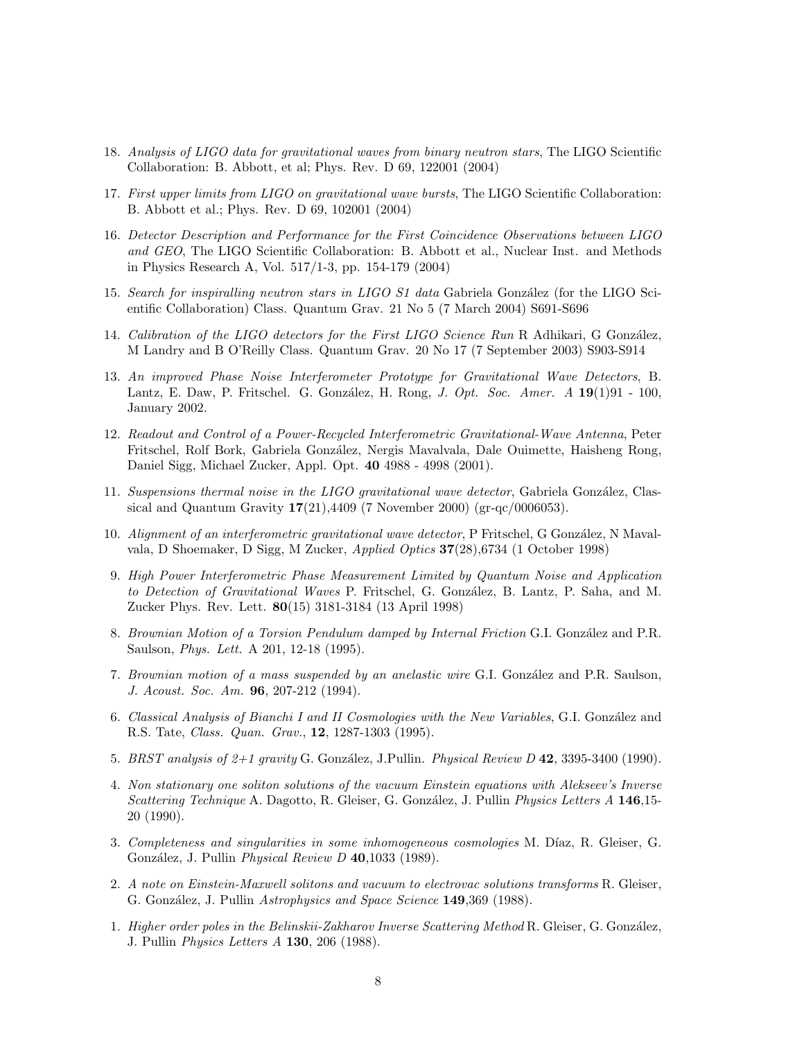18. *Analysis of LIGO data for gravitational waves from binary neutron stars*, The LIGO Scientific Collaboration: B. Abbott, et al; Phys. Rev. D 69, 122001 (2004)

17. *First upper limits from LIGO on gravitational wave bursts*, The LIGO Scientific Collaboration: B. Abbott et al.; Phys. Rev. D 69, 102001 (2004)

16. *Detector Description and Performance for the First Coincidence Observations between LIGO and GEO*, The LIGO Scientific Collaboration: B. Abbott et al., Nuclear Inst. and Methods in Physics Research A, Vol. 517/1-3, pp. 154-179 (2004)

15. *Search for inspiralling neutron stars in LIGO S1 data* Gabriela González (for the LIGO Scientific Collaboration) Class. Quantum Grav. 21 No 5 (7 March 2004) S691-S696

14. *Calibration of the LIGO detectors for the First LIGO Science Run* R Adhikari, G González, M Landry and B O'Reilly Class. Quantum Grav. 20 No 17 (7 September 2003) S903-S914

13. *An improved Phase Noise Interferometer Prototype for Gravitational Wave Detectors*, B. Lantz, E. Daw, P. Fritschel. G. González, H. Rong, *J. Opt. Soc. Amer. A* **19**(1)91 - 100, January 2002.

12. *Readout and Control of a Power-Recycled Interferometric Gravitational-Wave Antenna*, Peter Fritschel, Rolf Bork, Gabriela González, Nergis Mavalvala, Dale Ouimette, Haisheng Rong, Daniel Sigg, Michael Zucker, Appl. Opt. **40** 4988 - 4998 (2001).

11. *Suspensions thermal noise in the LIGO gravitational wave detector*, Gabriela González, Classical and Quantum Gravity **17**(21),4409 (7 November 2000) (gr-qc/0006053).

10. *Alignment of an interferometric gravitational wave detector*, P Fritschel, G González, N Mavalvala, D Shoemaker, D Sigg, M Zucker, *Applied Optics* **37**(28),6734 (1 October 1998)

9. *High Power Interferometric Phase Measurement Limited by Quantum Noise and Application to Detection of Gravitational Waves* P. Fritschel, G. González, B. Lantz, P. Saha, and M. Zucker Phys. Rev. Lett. **80**(15) 3181-3184 (13 April 1998)

8. *Brownian Motion of a Torsion Pendulum damped by Internal Friction* G.I. González and P.R. Saulson, *Phys. Lett.* A 201, 12-18 (1995).

7. *Brownian motion of a mass suspended by an anelastic wire* G.I. González and P.R. Saulson, *J. Acoust. Soc. Am.* **96**, 207-212 (1994).

6. *Classical Analysis of Bianchi I and II Cosmologies with the New Variables*, G.I. González and R.S. Tate, *Class. Quan. Grav.*, **12**, 1287-1303 (1995).

5. *BRST analysis of 2+1 gravity* G. González, J.Pullin. *Physical Review D* **42**, 3395-3400 (1990).

4. *Non stationary one soliton solutions of the vacuum Einstein equations with Alekseev's Inverse Scattering Technique* A. Dagotto, R. Gleiser, G. González, J. Pullin *Physics Letters A* **146**,15-20 (1990).

3. *Completeness and singularities in some inhomogeneous cosmologies* M. Díaz, R. Gleiser, G. González, J. Pullin *Physical Review D* **40**,1033 (1989).

2. *A note on Einstein-Maxwell solitons and vacuum to electrovac solutions transforms* R. Gleiser, G. González, J. Pullin *Astrophysics and Space Science* **149**,369 (1988).

1. *Higher order poles in the Belinskii-Zakharov Inverse Scattering Method* R. Gleiser, G. González, J. Pullin *Physics Letters A* **130**, 206 (1988).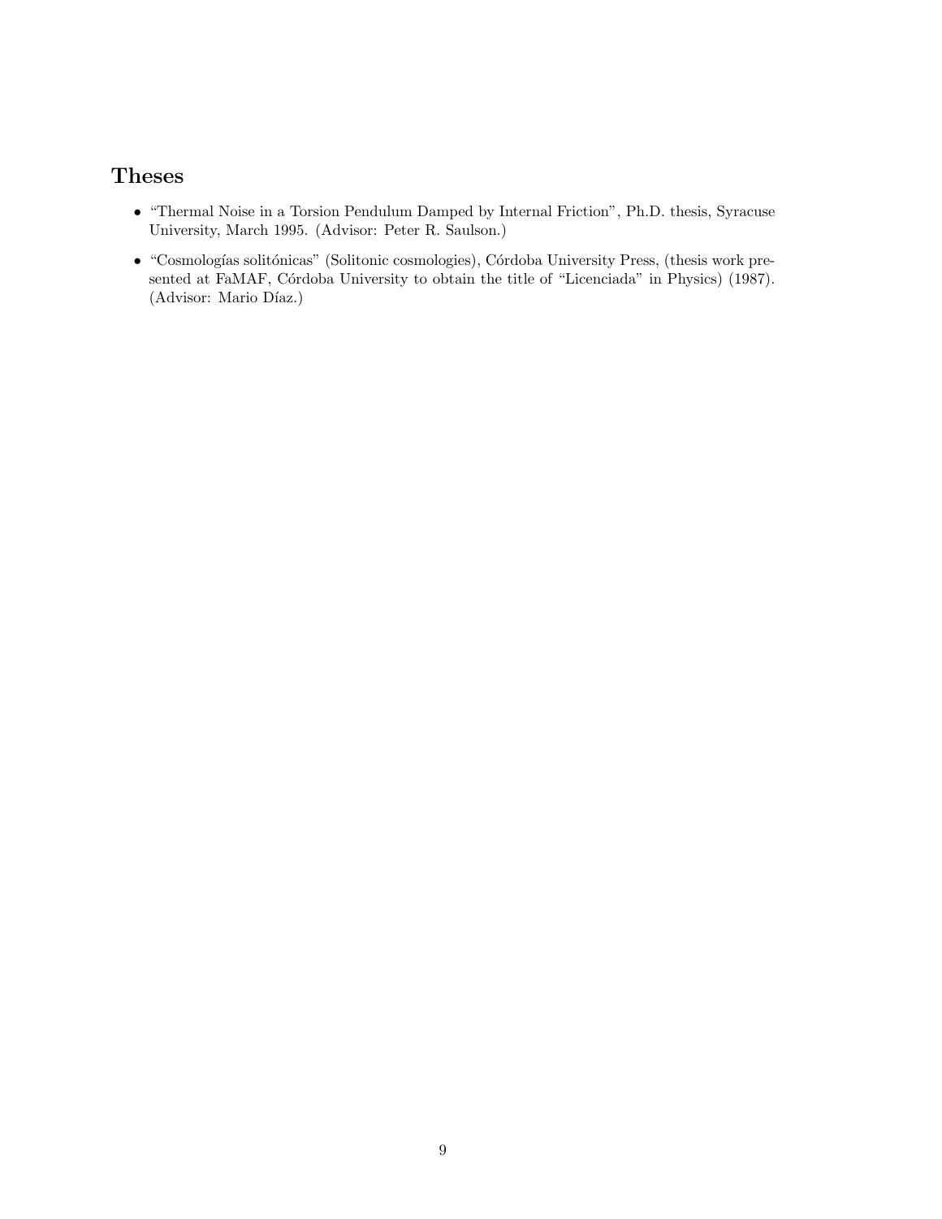## Theses

- "Thermal Noise in a Torsion Pendulum Damped by Internal Friction", Ph.D. thesis, Syracuse University, March 1995. (Advisor: Peter R. Saulson.)
- "Cosmologías solitónicas" (Solitonic cosmologies), Córdoba University Press, (thesis work presented at FaMAF, Córdoba University to obtain the title of "Licenciada" in Physics) (1987). (Advisor: Mario Díaz.)